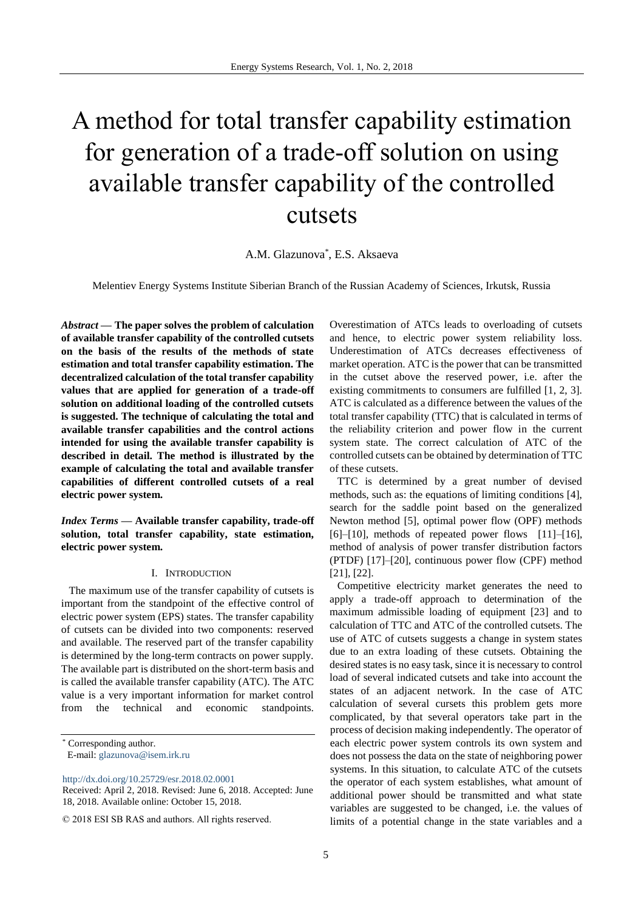# A method for total transfer capability estimation for generation of a trade-off solution on using available transfer capability of the controlled cutsets

A.M. Glazunova*, E.S. Aksaeva

Melentiev Energy Systems Institute Siberian Branch of the Russian Academy of Sciences, Irkutsk, Russia

***Abstract* — The paper solves the problem of calculation of available transfer capability of the controlled cutsets on the basis of the results of the methods of state estimation and total transfer capability estimation. The decentralized calculation of the total transfer capability values that are applied for generation of a trade-off solution on additional loading of the controlled cutsets is suggested. The technique of calculating the total and available transfer capabilities and the control actions intended for using the available transfer capability is described in detail. The method is illustrated by the example of calculating the total and available transfer capabilities of different controlled cutsets of a real electric power system.**

***Index Terms* — Available transfer capability, trade-off solution, total transfer capability, state estimation, electric power system.**

## I. Introduction

The maximum use of the transfer capability of cutsets is important from the standpoint of the effective control of electric power system (EPS) states. The transfer capability of cutsets can be divided into two components: reserved and available. The reserved part of the transfer capability is determined by the long-term contracts on power supply. The available part is distributed on the short-term basis and is called the available transfer capability (ATC). The ATC value is a very important information for market control from the technical and economic standpoints. Overestimation of ATCs leads to overloading of cutsets and hence, to electric power system reliability loss. Underestimation of ATCs decreases effectiveness of market operation. ATC is the power that can be transmitted in the cutset above the reserved power, i.e. after the existing commitments to consumers are fulfilled [1, 2, 3]. ATC is calculated as a difference between the values of the total transfer capability (TTC) that is calculated in terms of the reliability criterion and power flow in the current system state. The correct calculation of ATC of the controlled cutsets can be obtained by determination of TTC of these cutsets.

TTC is determined by a great number of devised methods, such as: the equations of limiting conditions [4], search for the saddle point based on the generalized Newton method [5], optimal power flow (OPF) methods [6]–[10], methods of repeated power flows [11]–[16], method of analysis of power transfer distribution factors (PTDF) [17]–[20], continuous power flow (CPF) method [21], [22].

Competitive electricity market generates the need to apply a trade-off approach to determination of the maximum admissible loading of equipment [23] and to calculation of TTC and ATC of the controlled cutsets. The use of ATC of cutsets suggests a change in system states due to an extra loading of these cutsets. Obtaining the desired states is no easy task, since it is necessary to control load of several indicated cutsets and take into account the states of an adjacent network. In the case of ATC calculation of several cursets this problem gets more complicated, by that several operators take part in the process of decision making independently. The operator of each electric power system controls its own system and does not possess the data on the state of neighboring power systems. In this situation, to calculate ATC of the cutsets the operator of each system establishes, what amount of additional power should be transmitted and what state variables are suggested to be changed, i.e. the values of limits of a potential change in the state variables and a

---

* Corresponding author.
E-mail: glazunova@isem.irk.ru

http://dx.doi.org/10.25729/esr.2018.02.0001
Received: April 2, 2018. Revised: June 6, 2018. Accepted: June 18, 2018. Available online: October 15, 2018.

© 2018 ESI SB RAS and authors. All rights reserved.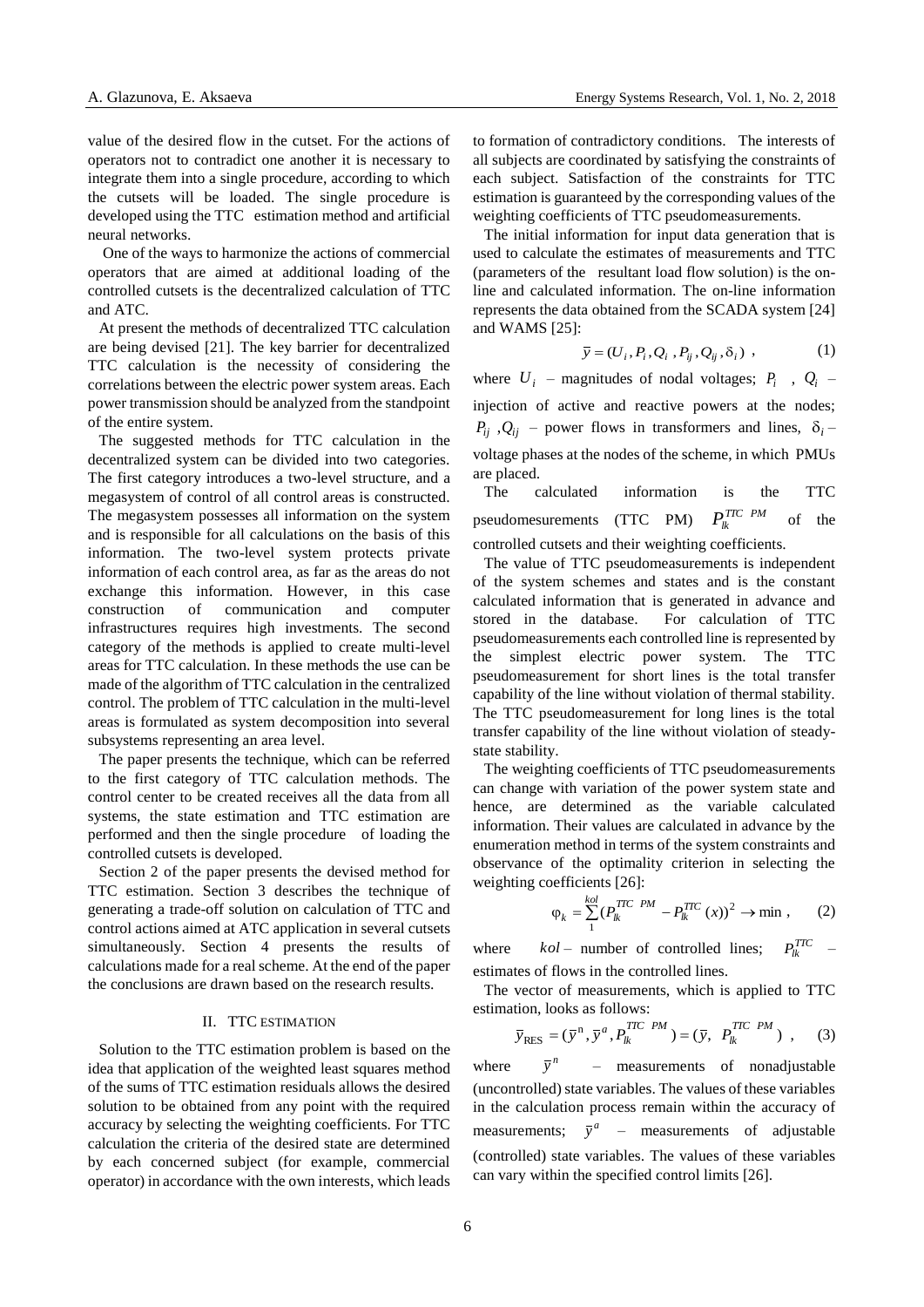value of the desired flow in the cutset. For the actions of operators not to contradict one another it is necessary to integrate them into a single procedure, according to which the cutsets will be loaded. The single procedure is developed using the TTC estimation method and artificial neural networks.

One of the ways to harmonize the actions of commercial operators that are aimed at additional loading of the controlled cutsets is the decentralized calculation of TTC and ATC.

At present the methods of decentralized TTC calculation are being devised [21]. The key barrier for decentralized TTC calculation is the necessity of considering the correlations between the electric power system areas. Each power transmission should be analyzed from the standpoint of the entire system.

The suggested methods for TTC calculation in the decentralized system can be divided into two categories. The first category introduces a two-level structure, and a megasystem of control of all control areas is constructed. The megasystem possesses all information on the system and is responsible for all calculations on the basis of this information. The two-level system protects private information of each control area, as far as the areas do not exchange this information. However, in this case construction of communication and computer infrastructures requires high investments. The second category of the methods is applied to create multi-level areas for TTC calculation. In these methods the use can be made of the algorithm of TTC calculation in the centralized control. The problem of TTC calculation in the multi-level areas is formulated as system decomposition into several subsystems representing an area level.

The paper presents the technique, which can be referred to the first category of TTC calculation methods. The control center to be created receives all the data from all systems, the state estimation and TTC estimation are performed and then the single procedure of loading the controlled cutsets is developed.

Section 2 of the paper presents the devised method for TTC estimation. Section 3 describes the technique of generating a trade-off solution on calculation of TTC and control actions aimed at ATC application in several cutsets simultaneously. Section 4 presents the results of calculations made for a real scheme. At the end of the paper the conclusions are drawn based on the research results.

## II. TTC ESTIMATION

Solution to the TTC estimation problem is based on the idea that application of the weighted least squares method of the sums of TTC estimation residuals allows the desired solution to be obtained from any point with the required accuracy by selecting the weighting coefficients. For TTC calculation the criteria of the desired state are determined by each concerned subject (for example, commercial operator) in accordance with the own interests, which leads to formation of contradictory conditions. The interests of all subjects are coordinated by satisfying the constraints of each subject. Satisfaction of the constraints for TTC estimation is guaranteed by the corresponding values of the weighting coefficients of TTC pseudomeasurements.

The initial information for input data generation that is used to calculate the estimates of measurements and TTC (parameters of the resultant load flow solution) is the on-line and calculated information. The on-line information represents the data obtained from the SCADA system [24] and WAMS [25]:

$$\bar{y} = (U_i, P_i, Q_i, P_{ij}, Q_{ij}, \delta_i) \ , \tag{1}$$

where $U_i$ – magnitudes of nodal voltages; $P_i$, $Q_i$ – injection of active and reactive powers at the nodes; $P_{ij}$, $Q_{ij}$ – power flows in transformers and lines, $\delta_i$ – voltage phases at the nodes of the scheme, in which PMUs are placed.

The calculated information is the TTC pseudomesurements (TTC PM) $P_{lk}^{TTC\ PM}$ of the controlled cutsets and their weighting coefficients.

The value of TTC pseudomeasurements is independent of the system schemes and states and is the constant calculated information that is generated in advance and stored in the database. For calculation of TTC pseudomeasurements each controlled line is represented by the simplest electric power system. The TTC pseudomeasurement for short lines is the total transfer capability of the line without violation of thermal stability. The TTC pseudomeasurement for long lines is the total transfer capability of the line without violation of steady-state stability.

The weighting coefficients of TTC pseudomeasurements can change with variation of the power system state and hence, are determined as the variable calculated information. Their values are calculated in advance by the enumeration method in terms of the system constraints and observance of the optimality criterion in selecting the weighting coefficients [26]:

$$\varphi_k = \sum_{1}^{kol} (P_{lk}^{TTC\ PM} - P_{lk}^{TTC}(x))^2 \rightarrow \min \ , \tag{2}$$

where $kol$ – number of controlled lines; $P_{lk}^{TTC}$ – estimates of flows in the controlled lines.

The vector of measurements, which is applied to TTC estimation, looks as follows:

$$\bar{y}_{\mathrm{RES}} = (\bar{y}^{\mathrm{n}}, \bar{y}^{a}, P_{lk}^{TTC\ PM}) = (\bar{y},\ P_{lk}^{TTC\ PM}) \ , \tag{3}$$

where $\bar{y}^n$ – measurements of nonadjustable (uncontrolled) state variables. The values of these variables in the calculation process remain within the accuracy of measurements; $\bar{y}^a$ – measurements of adjustable (controlled) state variables. The values of these variables can vary within the specified control limits [26].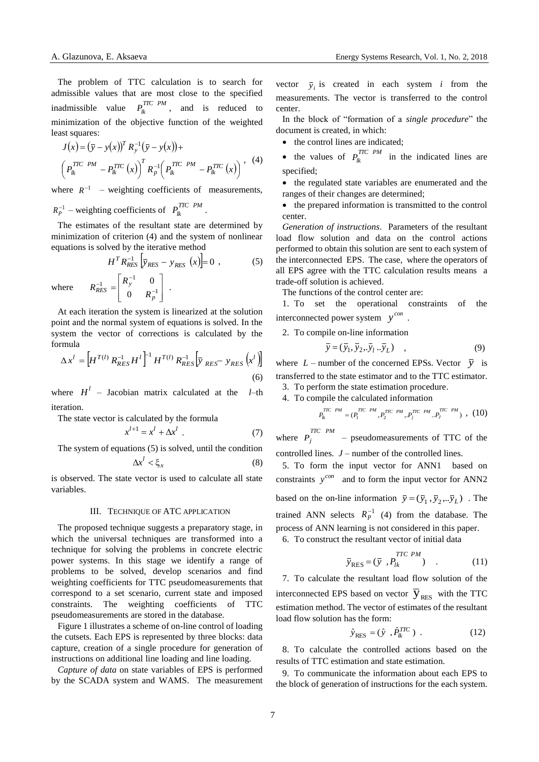The problem of TTC calculation is to search for admissible values that are most close to the specified inadmissible value $P_{lk}^{TTC\ PM}$, and is reduced to minimization of the objective function of the weighted least squares:

$$J(x) = (\bar{y} - y(x))^T R_y^{-1} (\bar{y} - y(x)) + \left(P_{lk}^{TTC\ PM} - P_{lk}^{TTC}(x)\right)^T R_P^{-1} \left(P_{lk}^{TTC\ PM} - P_{lk}^{TTC}(x)\right), \quad (4)$$

where $R^{-1}$ – weighting coefficients of measurements, $R_P^{-1}$ – weighting coefficients of $P_{lk}^{TTC\ PM}$.

The estimates of the resultant state are determined by minimization of criterion (4) and the system of nonlinear equations is solved by the iterative method

$$H^T R_{RES}^{-1} \left[\bar{y}_{RES} - y_{RES}(x)\right] = 0 \ , \quad (5)$$

where $R_{RES}^{-1} = \begin{bmatrix} R_y^{-1} & 0 \\ 0 & R_P^{-1} \end{bmatrix}$ .

At each iteration the system is linearized at the solution point and the normal system of equations is solved. In the system the vector of corrections is calculated by the formula

$$\Delta x^l = \left[H^{T(l)} R_{RES}^{-1} H^l\right]^{-1} H^{T(l)} R_{RES}^{-1} \left[\bar{y}_{RES} - y_{RES}\left(x^l\right)\right] \quad (6)$$

where $H^l$ – Jacobian matrix calculated at the $l$–th iteration.

The state vector is calculated by the formula

$$x^{l+1} = x^l + \Delta x^l \ . \quad (7)$$

The system of equations (5) is solved, until the condition

$$\Delta x^l < \xi_x \quad (8)$$

is observed. The state vector is used to calculate all state variables.

## III. Technique of ATC Application

The proposed technique suggests a preparatory stage, in which the universal techniques are transformed into a technique for solving the problems in concrete electric power systems. In this stage we identify a range of problems to be solved, develop scenarios and find weighting coefficients for TTC pseudomeasurements that correspond to a set scenario, current state and imposed constraints. The weighting coefficients of TTC pseudomeasurements are stored in the database.

Figure 1 illustrates a scheme of on-line control of loading the cutsets. Each EPS is represented by three blocks: data capture, creation of a single procedure for generation of instructions on additional line loading and line loading.

*Capture of data* on state variables of EPS is performed by the SCADA system and WAMS. The measurement vector $\bar{y}_i$ is created in each system $i$ from the measurements. The vector is transferred to the control center.

In the block of "formation of a *single procedure*" the document is created, in which:

- the control lines are indicated;
- the values of $P_{lk}^{TTC\ PM}$ in the indicated lines are specified;
- the regulated state variables are enumerated and the ranges of their changes are determined;
- the prepared information is transmitted to the control center.

*Generation of instructions*. Parameters of the resultant load flow solution and data on the control actions performed to obtain this solution are sent to each system of the interconnected EPS. The case, where the operators of all EPS agree with the TTC calculation results means a trade-off solution is achieved.

The functions of the control center are:

1. To set the operational constraints of the interconnected power system $y^{con}$ .
2. To compile on-line information

$$\bar{y} = (\bar{y}_1, \bar{y}_2, .\bar{y}_l ..\bar{y}_L) \quad , \quad (9)$$

where $L$ – number of the concerned EPSs. Vector $\bar{y}$ is transferred to the state estimator and to the TTC estimator.

3. To perform the state estimation procedure.
4. To compile the calculated information

$$P_{lk}^{TTC\ PM} = (P_1^{TTC\ PM}, P_2^{TTC\ PM}, .P_j^{TTC\ PM} ..P_J^{TTC\ PM}) \ , \quad (10)$$

where $P_j^{TTC\ PM}$ – pseudomeasurements of TTC of the controlled lines. $J$ – number of the controlled lines.

5. To form the input vector for ANN1 based on constraints $y^{con}$ and to form the input vector for ANN2 based on the on-line information $\bar{y} = (\bar{y}_1, \bar{y}_2, ..\bar{y}_L)$ . The trained ANN selects $R_P^{-1}$ (4) from the database. The process of ANN learning is not considered in this paper.
6. To construct the resultant vector of initial data

$$\bar{y}_{\text{RES}} = (\bar{y} \ , P_{lk}^{TTC\ PM}) \quad . \quad (11)$$

7. To calculate the resultant load flow solution of the interconnected EPS based on vector $\bar{y}_{\text{RES}}$ with the TTC estimation method. The vector of estimates of the resultant load flow solution has the form:

$$\hat{y}_{\text{RES}} = (\hat{y} \ , \hat{P}_{lk}^{TTC}) \ . \quad (12)$$

8. To calculate the controlled actions based on the results of TTC estimation and state estimation.
9. To communicate the information about each EPS to the block of generation of instructions for the each system.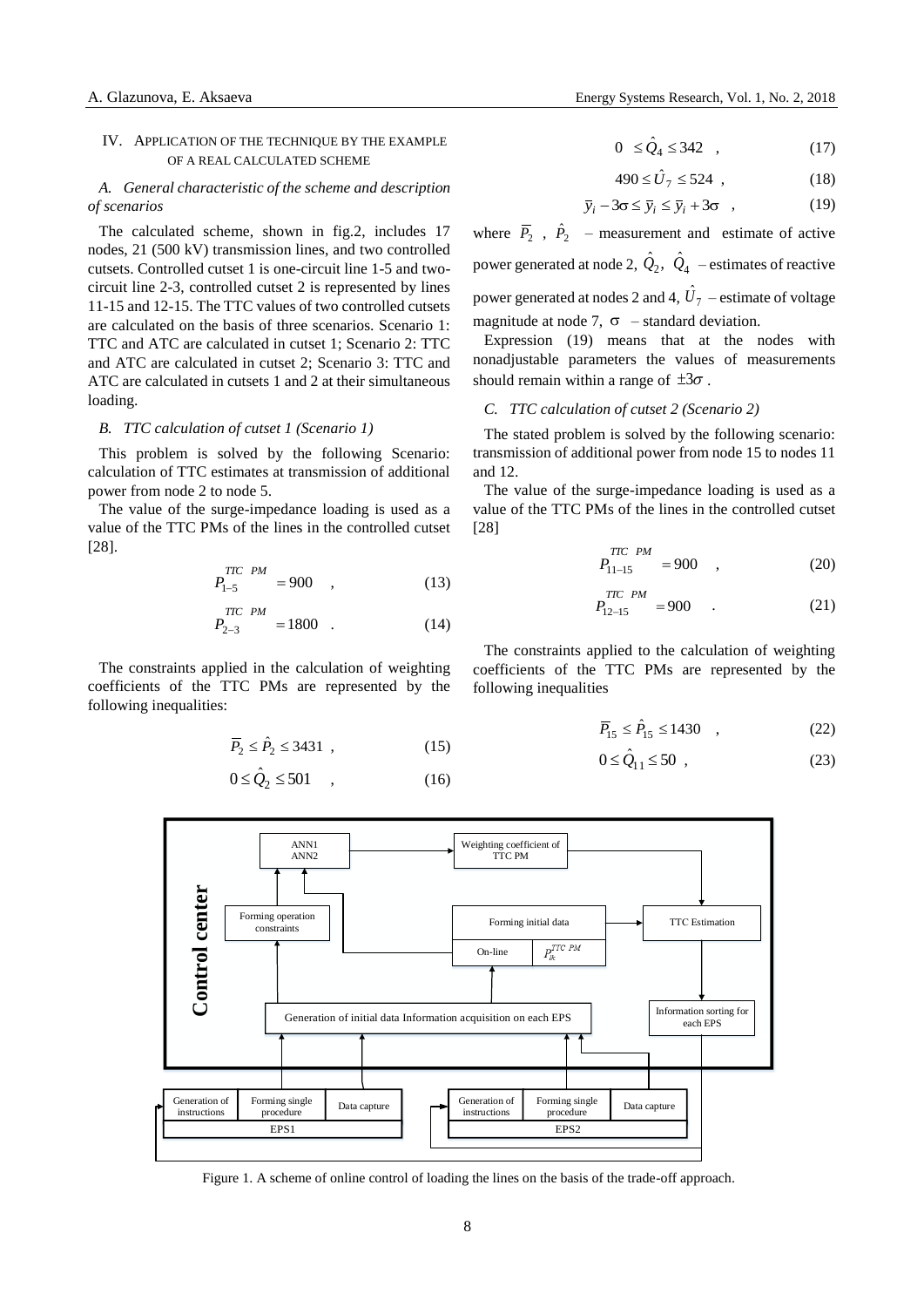## IV. Application of the Technique by the Example of a Real Calculated Scheme

### *A. General characteristic of the scheme and description of scenarios*

The calculated scheme, shown in fig.2, includes 17 nodes, 21 (500 kV) transmission lines, and two controlled cutsets. Controlled cutset 1 is one-circuit line 1-5 and two-circuit line 2-3, controlled cutset 2 is represented by lines 11-15 and 12-15. The TTC values of two controlled cutsets are calculated on the basis of three scenarios. Scenario 1: TTC and ATC are calculated in cutset 1; Scenario 2: TTC and ATC are calculated in cutset 2; Scenario 3: TTC and ATC are calculated in cutsets 1 and 2 at their simultaneous loading.

### *B. TTC calculation of cutset 1 (Scenario 1)*

This problem is solved by the following Scenario: calculation of TTC estimates at transmission of additional power from node 2 to node 5.

The value of the surge-impedance loading is used as a value of the TTC PMs of the lines in the controlled cutset [28].

$$P_{1-5}^{TTC\ \ PM} = 900 \quad , \tag{13}$$

$$P_{2-3}^{TTC\ \ PM} = 1800 \quad . \tag{14}$$

The constraints applied in the calculation of weighting coefficients of the TTC PMs are represented by the following inequalities:

$$\overline{P}_2 \le \hat{P}_2 \le 3431 \ , \tag{15}$$

$$0 \le \hat{Q}_2 \le 501 \quad , \tag{16}$$

$$0 \ \le \hat{Q}_4 \le 342 \quad , \tag{17}$$

$$490 \le \hat{U}_7 \le 524 \ , \tag{18}$$

$$\overline{y}_i - 3\sigma \le \overline{y}_i \le \overline{y}_i + 3\sigma \quad , \tag{19}$$

where $\overline{P}_2$ , $\hat{P}_2$ – measurement and estimate of active power generated at node 2, $\hat{Q}_2$, $\hat{Q}_4$ – estimates of reactive power generated at nodes 2 and 4, $\hat{U}_7$ – estimate of voltage magnitude at node 7, $\sigma$ – standard deviation.

Expression (19) means that at the nodes with nonadjustable parameters the values of measurements should remain within a range of $\pm 3\sigma$ .

### *C. TTC calculation of cutset 2 (Scenario 2)*

The stated problem is solved by the following scenario: transmission of additional power from node 15 to nodes 11 and 12.

The value of the surge-impedance loading is used as a value of the TTC PMs of the lines in the controlled cutset [28]

$$P_{11-15}^{TTC\ \ PM} = 900 \quad , \tag{20}$$

$$P_{12-15}^{TTC\ \ PM} = 900 \quad . \tag{21}$$

The constraints applied to the calculation of weighting coefficients of the TTC PMs are represented by the following inequalities

$$\overline{P}_{15} \le \hat{P}_{15} \le 1430 \quad , \tag{22}$$

$$0 \le \hat{Q}_{11} \le 50 \ , \tag{23}$$

Figure 1. A scheme of online control of loading the lines on the basis of the trade-off approach.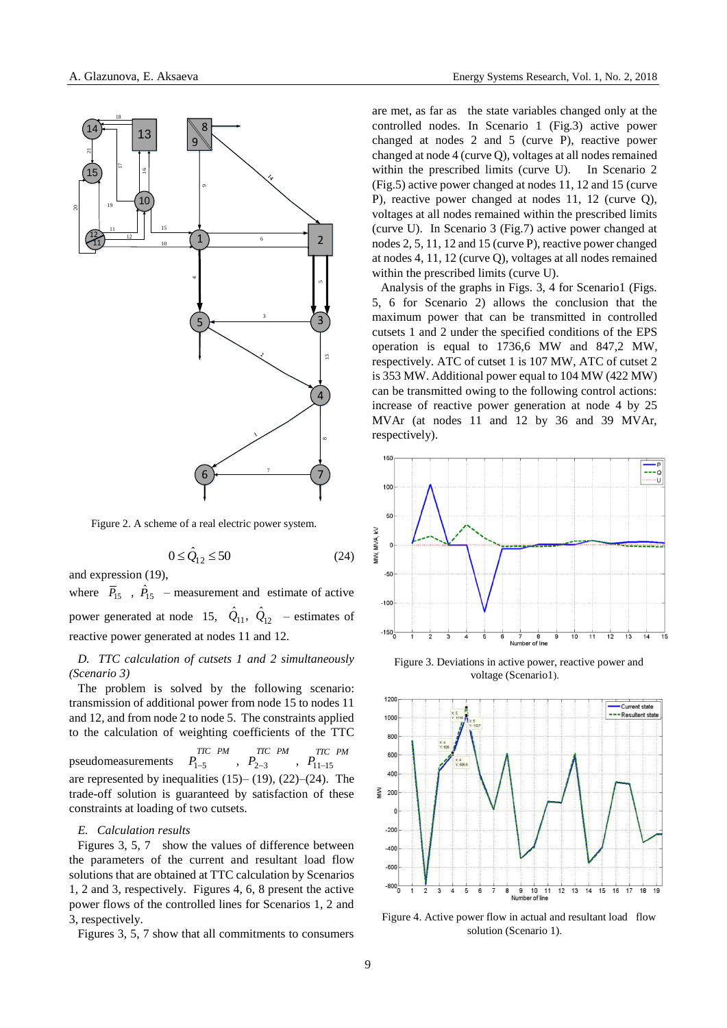Figure 2. A scheme of a real electric power system.

$$0 \le \hat{Q}_{12} \le 50 \quad (24)$$

and expression (19),

where $\bar{P}_{15}$ , $\hat{P}_{15}$ – measurement and estimate of active power generated at node 15, $\hat{Q}_{11}$, $\hat{Q}_{12}$ – estimates of reactive power generated at nodes 11 and 12.

*D. TTC calculation of cutsets 1 and 2 simultaneously (Scenario 3)*

The problem is solved by the following scenario: transmission of additional power from node 15 to nodes 11 and 12, and from node 2 to node 5. The constraints applied to the calculation of weighting coefficients of the TTC pseudomeasurements $P_{1-5}^{TTC\ PM}$ , $P_{2-3}^{TTC\ PM}$ , $P_{11-15}^{TTC\ PM}$ are represented by inequalities (15)– (19), (22)–(24). The trade-off solution is guaranteed by satisfaction of these constraints at loading of two cutsets.

*E. Calculation results*

Figures 3, 5, 7 show the values of difference between the parameters of the current and resultant load flow solutions that are obtained at TTC calculation by Scenarios 1, 2 and 3, respectively. Figures 4, 6, 8 present the active power flows of the controlled lines for Scenarios 1, 2 and 3, respectively.

Figures 3, 5, 7 show that all commitments to consumers are met, as far as the state variables changed only at the controlled nodes. In Scenario 1 (Fig.3) active power changed at nodes 2 and 5 (curve P), reactive power changed at node 4 (curve Q), voltages at all nodes remained within the prescribed limits (curve U). In Scenario 2 (Fig.5) active power changed at nodes 11, 12 and 15 (curve P), reactive power changed at nodes 11, 12 (curve Q), voltages at all nodes remained within the prescribed limits (curve U). In Scenario 3 (Fig.7) active power changed at nodes 2, 5, 11, 12 and 15 (curve P), reactive power changed at nodes 4, 11, 12 (curve Q), voltages at all nodes remained within the prescribed limits (curve U).

Analysis of the graphs in Figs. 3, 4 for Scenario1 (Figs. 5, 6 for Scenario 2) allows the conclusion that the maximum power that can be transmitted in controlled cutsets 1 and 2 under the specified conditions of the EPS operation is equal to 1736,6 MW and 847,2 MW, respectively. ATC of cutset 1 is 107 MW, ATC of cutset 2 is 353 MW. Additional power equal to 104 MW (422 MW) can be transmitted owing to the following control actions: increase of reactive power generation at node 4 by 25 MVAr (at nodes 11 and 12 by 36 and 39 MVAr, respectively).

Figure 3. Deviations in active power, reactive power and voltage (Scenario1).

Figure 4. Active power flow in actual and resultant load flow solution (Scenario 1).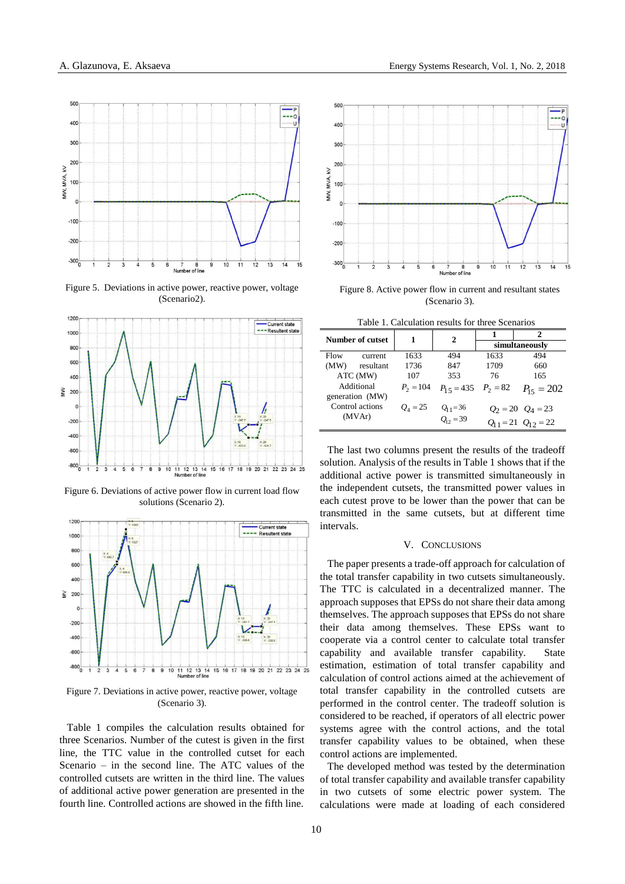Figure 5. Deviations in active power, reactive power, voltage (Scenario2).

Figure 6. Deviations of active power flow in current load flow solutions (Scenario 2).

Figure 7. Deviations in active power, reactive power, voltage (Scenario 3).

Table 1 compiles the calculation results obtained for three Scenarios. Number of the cutest is given in the first line, the TTC value in the controlled cutset for each Scenario – in the second line. The ATC values of the controlled cutsets are written in the third line. The values of additional active power generation are presented in the fourth line. Controlled actions are showed in the fifth line.

Figure 8. Active power flow in current and resultant states (Scenario 3).

Table 1. Calculation results for three Scenarios

| Number of cutset | 1 | 2 | 1 | 2 |
|---|---|---|---|---|
| | | | simultaneously | |
| Flow (MW) current | 1633 | 494 | 1633 | 494 |
| resultant | 1736 | 847 | 1709 | 660 |
| ATC (MW) | 107 | 353 | 76 | 165 |
| Additional generation (MW) | $P_2 = 104$ | $P_{15} = 435$ | $P_2 = 82$ | $P_{15} = 202$ |
| Control actions (MVAr) | $Q_4 = 25$ | $Q_{11} = 36$ $Q_{12} = 39$ | $Q_2 = 20$ $Q_{11} = 21$ | $Q_4 = 23$ $Q_{12} = 22$ |

The last two columns present the results of the tradeoff solution. Analysis of the results in Table 1 shows that if the additional active power is transmitted simultaneously in the independent cutsets, the transmitted power values in each cutest prove to be lower than the power that can be transmitted in the same cutsets, but at different time intervals.

## V. Conclusions

The paper presents a trade-off approach for calculation of the total transfer capability in two cutsets simultaneously. The TTC is calculated in a decentralized manner. The approach supposes that EPSs do not share their data among themselves. The approach supposes that EPSs do not share their data among themselves. These EPSs want to cooperate via a control center to calculate total transfer capability and available transfer capability. State estimation, estimation of total transfer capability and calculation of control actions aimed at the achievement of total transfer capability in the controlled cutsets are performed in the control center. The tradeoff solution is considered to be reached, if operators of all electric power systems agree with the control actions, and the total transfer capability values to be obtained, when these control actions are implemented.

The developed method was tested by the determination of total transfer capability and available transfer capability in two cutsets of some electric power system. The calculations were made at loading of each considered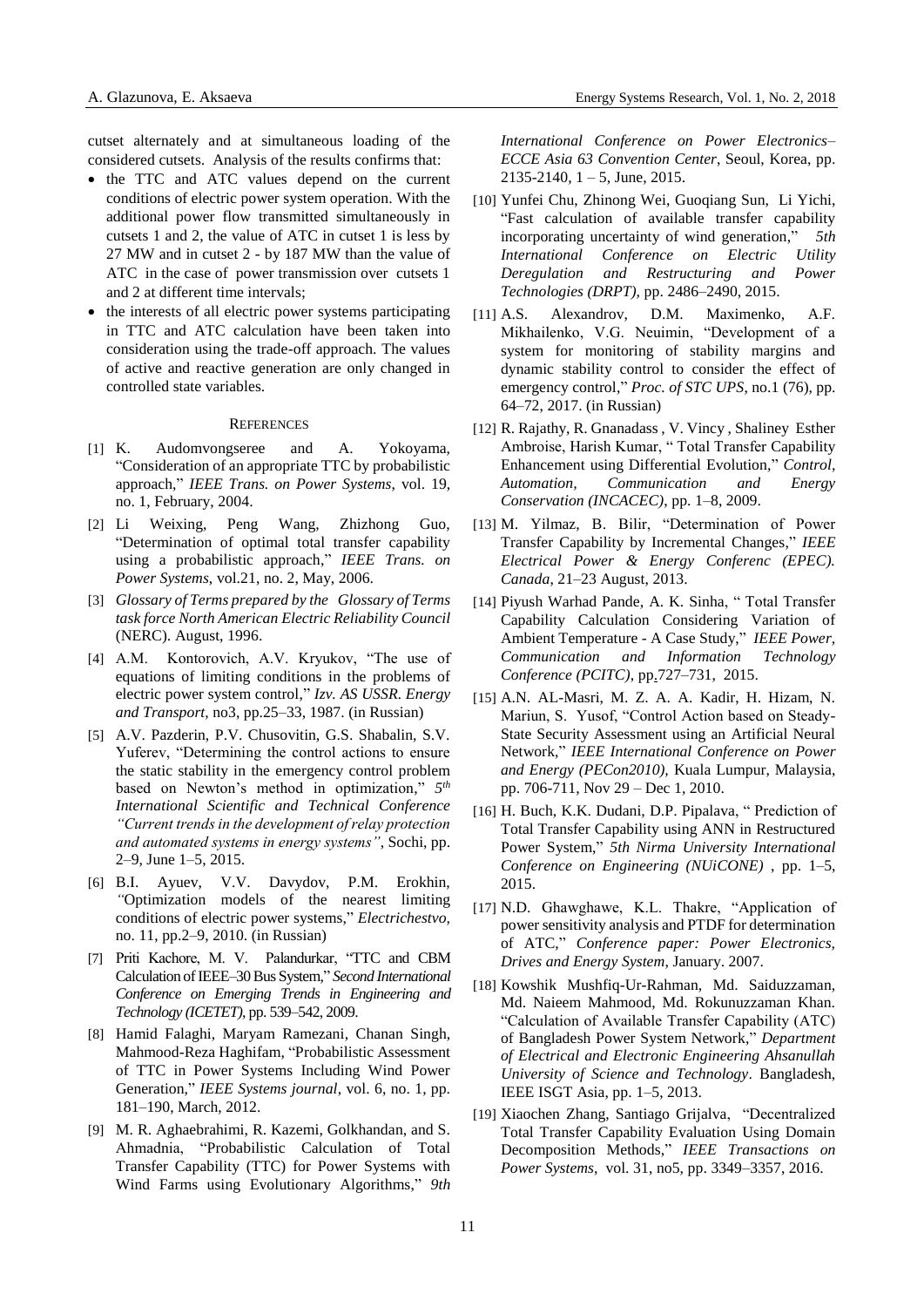cutset alternately and at simultaneous loading of the considered cutsets. Analysis of the results confirms that:

- the TTC and ATC values depend on the current conditions of electric power system operation. With the additional power flow transmitted simultaneously in cutsets 1 and 2, the value of ATC in cutset 1 is less by 27 MW and in cutset 2 - by 187 MW than the value of ATC in the case of power transmission over cutsets 1 and 2 at different time intervals;
- the interests of all electric power systems participating in TTC and ATC calculation have been taken into consideration using the trade-off approach. The values of active and reactive generation are only changed in controlled state variables.

## References

[1] K. Audomvongseree and A. Yokoyama, "Consideration of an appropriate TTC by probabilistic approach," *IEEE Trans. on Power Systems*, vol. 19, no. 1, February, 2004.

[2] Li Weixing, Peng Wang, Zhizhong Guo, "Determination of optimal total transfer capability using a probabilistic approach," *IEEE Trans. on Power Systems*, vol.21, no. 2, May, 2006.

[3] *Glossary of Terms prepared by the Glossary of Terms task force North American Electric Reliability Council* (NERC). August, 1996.

[4] A.M. Kontorovich, A.V. Kryukov, "The use of equations of limiting conditions in the problems of electric power system control," *Izv. AS USSR. Energy and Transport*, no3, pp.25–33, 1987. (in Russian)

[5] A.V. Pazderin, P.V. Chusovitin, G.S. Shabalin, S.V. Yuferev, "Determining the control actions to ensure the static stability in the emergency control problem based on Newton's method in optimization," *5th International Scientific and Technical Conference "Current trends in the development of relay protection and automated systems in energy systems"*, Sochi, pp. 2–9, June 1–5, 2015.

[6] B.I. Ayuev, V.V. Davydov, P.M. Erokhin, "Optimization models of the nearest limiting conditions of electric power systems," *Electrichestvo*, no. 11, pp.2–9, 2010. (in Russian)

[7] Priti Kachore, M. V. Palandurkar, "TTC and CBM Calculation of IEEE–30 Bus System," *Second International Conference on Emerging Trends in Engineering and Technology (ICETET)*, pp. 539–542, 2009.

[8] Hamid Falaghi, Maryam Ramezani, Chanan Singh, Mahmood-Reza Haghifam, "Probabilistic Assessment of TTC in Power Systems Including Wind Power Generation," *IEEE Systems journal*, vol. 6, no. 1, pp. 181–190, March, 2012.

[9] M. R. Aghaebrahimi, R. Kazemi, Golkhandan, and S. Ahmadnia, "Probabilistic Calculation of Total Transfer Capability (TTC) for Power Systems with Wind Farms using Evolutionary Algorithms," *9th International Conference on Power Electronics– ECCE Asia 63 Convention Center*, Seoul, Korea, pp. 2135-2140, 1 – 5, June, 2015.

[10] Yunfei Chu, Zhinong Wei, Guoqiang Sun, Li Yichi, "Fast calculation of available transfer capability incorporating uncertainty of wind generation," *5th International Conference on Electric Utility Deregulation and Restructuring and Power Technologies (DRPT)*, pp. 2486–2490, 2015.

[11] A.S. Alexandrov, D.M. Maximenko, A.F. Mikhailenko, V.G. Neuimin, "Development of a system for monitoring of stability margins and dynamic stability control to consider the effect of emergency control," *Proc. of STC UPS*, no.1 (76), pp. 64–72, 2017. (in Russian)

[12] R. Rajathy, R. Gnanadass , V. Vincy , Shaliney Esther Ambroise, Harish Kumar, " Total Transfer Capability Enhancement using Differential Evolution," *Control, Automation, Communication and Energy Conservation (INCACEC)*, pp. 1–8, 2009.

[13] M. Yilmaz, B. Bilir, "Determination of Power Transfer Capability by Incremental Changes," *IEEE Electrical Power & Energy Conferenc (EPEC). Canada*, 21–23 August, 2013.

[14] Piyush Warhad Pande, A. K. Sinha, " Total Transfer Capability Calculation Considering Variation of Ambient Temperature - A Case Study," *IEEE Power, Communication and Information Technology Conference (PCITC)*, pp.727–731, 2015.

[15] A.N. AL-Masri, M. Z. A. A. Kadir, H. Hizam, N. Mariun, S. Yusof, "Control Action based on Steady-State Security Assessment using an Artificial Neural Network," *IEEE International Conference on Power and Energy (PECon2010)*, Kuala Lumpur, Malaysia, pp. 706-711, Nov 29 – Dec 1, 2010.

[16] H. Buch, K.K. Dudani, D.P. Pipalava, " Prediction of Total Transfer Capability using ANN in Restructured Power System," *5th Nirma University International Conference on Engineering (NUiCONE)* , pp. 1–5, 2015.

[17] N.D. Ghawghawe, K.L. Thakre, "Application of power sensitivity analysis and PTDF for determination of ATC," *Conference paper: Power Electronics, Drives and Energy System*, January. 2007.

[18] Kowshik Mushfiq-Ur-Rahman, Md. Saiduzzaman, Md. Naieem Mahmood, Md. Rokunuzzaman Khan. "Calculation of Available Transfer Capability (ATC) of Bangladesh Power System Network," *Department of Electrical and Electronic Engineering Ahsanullah University of Science and Technology*. Bangladesh, IEEE ISGT Asia, pp. 1–5, 2013.

[19] Xiaochen Zhang, Santiago Grijalva, "Decentralized Total Transfer Capability Evaluation Using Domain Decomposition Methods," *IEEE Transactions on Power Systems*, vol. 31, no5, pp. 3349–3357, 2016.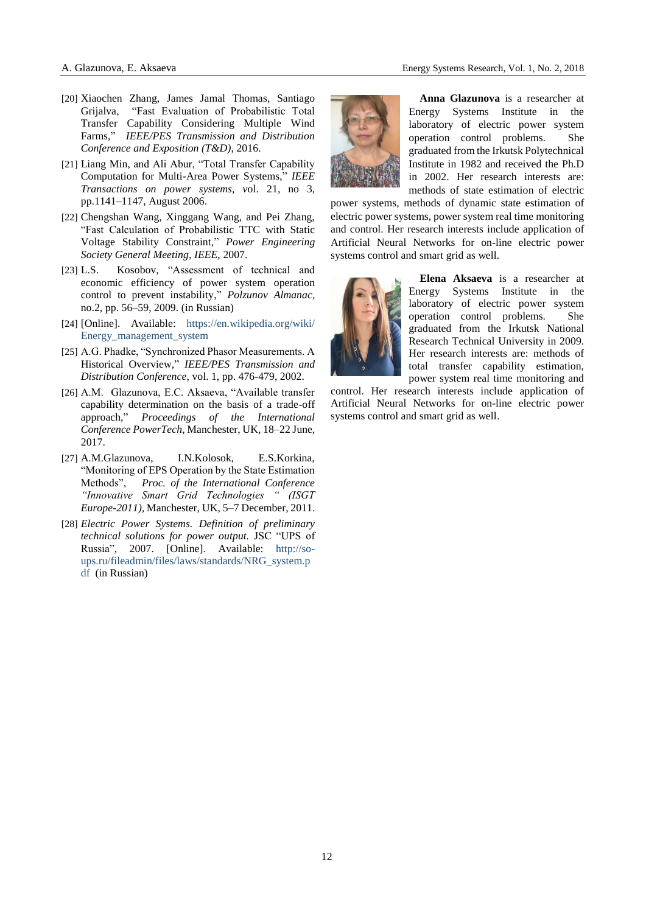[20] Xiaochen Zhang, James Jamal Thomas, Santiago Grijalva, "Fast Evaluation of Probabilistic Total Transfer Capability Considering Multiple Wind Farms," *IEEE/PES Transmission and Distribution Conference and Exposition (T&D)*, 2016.

[21] Liang Min, and Ali Abur, "Total Transfer Capability Computation for Multi-Area Power Systems," *IEEE Transactions on power systems*, vol. 21, no 3, pp.1141–1147, August 2006.

[22] Chengshan Wang, Xinggang Wang, and Pei Zhang, "Fast Calculation of Probabilistic TTC with Static Voltage Stability Constraint," *Power Engineering Society General Meeting, IEEE*, 2007.

[23] L.S. Kosobov, "Assessment of technical and economic efficiency of power system operation control to prevent instability," *Polzunov Almanac*, no.2, pp. 56–59, 2009. (in Russian)

[24] [Online]. Available: https://en.wikipedia.org/wiki/Energy_management_system

[25] A.G. Phadke, "Synchronized Phasor Measurements. A Historical Overview," *IEEE/PES Transmission and Distribution Conference*, vol. 1, pp. 476-479, 2002.

[26] A.M. Glazunova, E.C. Aksaeva, "Available transfer capability determination on the basis of a trade-off approach," *Proceedings of the International Conference PowerTech*, Manchester, UK, 18–22 June, 2017.

[27] A.M.Glazunova, I.N.Kolosok, E.S.Korkina, "Monitoring of EPS Operation by the State Estimation Methods", *Proc. of the International Conference "Innovative Smart Grid Technologies " (ISGT Europe-2011)*, Manchester, UK, 5–7 December, 2011.

[28] *Electric Power Systems. Definition of preliminary technical solutions for power output.* JSC "UPS of Russia", 2007. [Online]. Available: http://so-ups.ru/fileadmin/files/laws/standards/NRG_system.pdf (in Russian)

**Anna Glazunova** is a researcher at Energy Systems Institute in the laboratory of electric power system operation control problems. She graduated from the Irkutsk Polytechnical Institute in 1982 and received the Ph.D in 2002. Her research interests are: methods of state estimation of electric power systems, methods of dynamic state estimation of electric power systems, power system real time monitoring and control. Her research interests include application of Artificial Neural Networks for on-line electric power systems control and smart grid as well.

**Elena Aksaeva** is a researcher at Energy Systems Institute in the laboratory of electric power system operation control problems. She graduated from the Irkutsk National Research Technical University in 2009. Her research interests are: methods of total transfer capability estimation, power system real time monitoring and control. Her research interests include application of Artificial Neural Networks for on-line electric power systems control and smart grid as well.